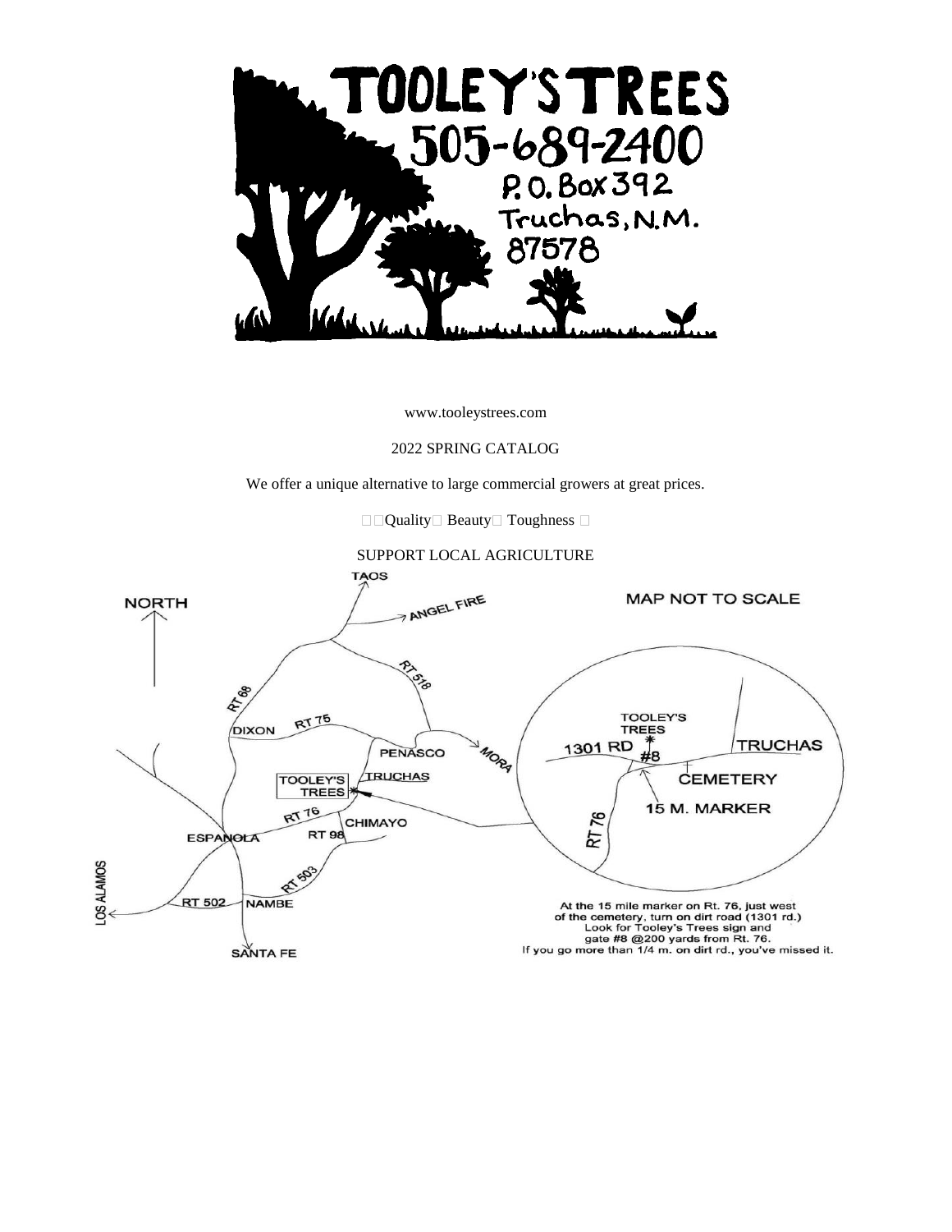# TOOLEY'S TREES

505-689-2400

P.O. Box 392

Truchas, N.M.

87578

www.tooleystrees.com

2022 SPRING CATALOG

We offer a unique alternative to large commercial growers at great prices.

Quality Beauty Toughness

SUPPORT LOCAL AGRICULTURE

NORTH

MAP NOT TO SCALE

TAOS

ANGEL FIRE

RT 518

RT 68

DIXON

RT 75

PENASCO

MORA

TRUCHAS

TOOLEY'S TREES

RT 76

CHIMAYO

ESPANOLA

RT 98

RT 503

LOS ALAMOS

RT 502

NAMBE

SANTA FE

TOOLEY'S TREES

1301 RD

#8

TRUCHAS

CEMETERY

15 M. MARKER

RT 76

At the 15 mile marker on Rt. 76, just west of the cemetery, turn on dirt road (1301 rd.) Look for Tooley's Trees sign and gate #8 @200 yards from Rt. 76. If you go more than 1/4 m. on dirt rd., you've missed it.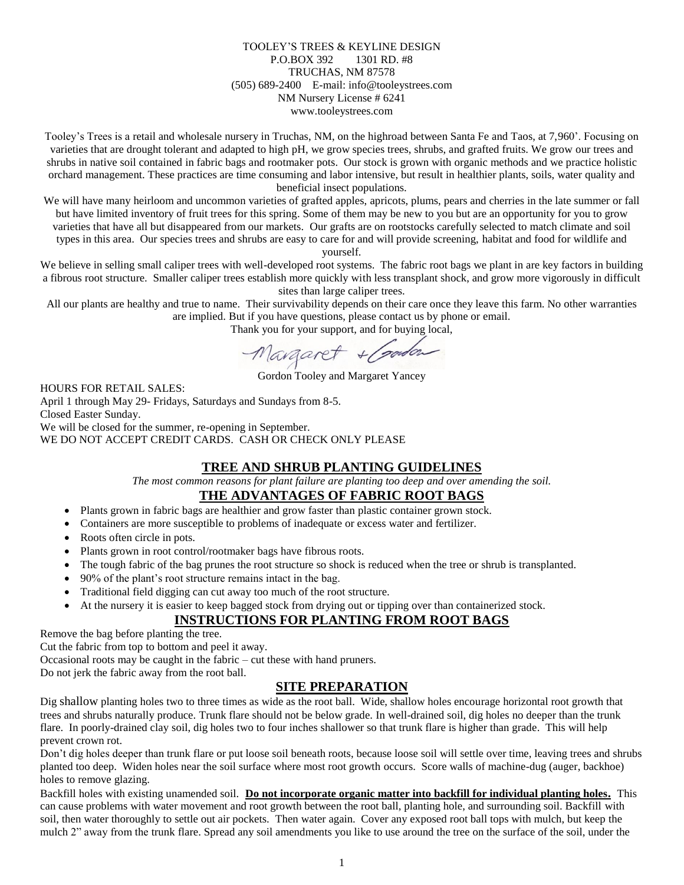TOOLEY'S TREES & KEYLINE DESIGN
P.O.BOX 392     1301 RD. #8
TRUCHAS, NM 87578
(505) 689-2400   E-mail: info@tooleystrees.com
NM Nursery License # 6241
www.tooleystrees.com

Tooley's Trees is a retail and wholesale nursery in Truchas, NM, on the highroad between Santa Fe and Taos, at 7,960'. Focusing on varieties that are drought tolerant and adapted to high pH, we grow species trees, shrubs, and grafted fruits. We grow our trees and shrubs in native soil contained in fabric bags and rootmaker pots. Our stock is grown with organic methods and we practice holistic orchard management. These practices are time consuming and labor intensive, but result in healthier plants, soils, water quality and beneficial insect populations.

We will have many heirloom and uncommon varieties of grafted apples, apricots, plums, pears and cherries in the late summer or fall but have limited inventory of fruit trees for this spring. Some of them may be new to you but are an opportunity for you to grow varieties that have all but disappeared from our markets. Our grafts are on rootstocks carefully selected to match climate and soil types in this area. Our species trees and shrubs are easy to care for and will provide screening, habitat and food for wildlife and yourself.

We believe in selling small caliper trees with well-developed root systems. The fabric root bags we plant in are key factors in building a fibrous root structure. Smaller caliper trees establish more quickly with less transplant shock, and grow more vigorously in difficult sites than large caliper trees.

All our plants are healthy and true to name. Their survivability depends on their care once they leave this farm. No other warranties are implied. But if you have questions, please contact us by phone or email.

Thank you for your support, and for buying local,

Margaret + Gordon

Gordon Tooley and Margaret Yancey

HOURS FOR RETAIL SALES:
April 1 through May 29- Fridays, Saturdays and Sundays from 8-5.
Closed Easter Sunday.
We will be closed for the summer, re-opening in September.
WE DO NOT ACCEPT CREDIT CARDS. CASH OR CHECK ONLY PLEASE

## TREE AND SHRUB PLANTING GUIDELINES

*The most common reasons for plant failure are planting too deep and over amending the soil.*

## THE ADVANTAGES OF FABRIC ROOT BAGS

- Plants grown in fabric bags are healthier and grow faster than plastic container grown stock.
- Containers are more susceptible to problems of inadequate or excess water and fertilizer.
- Roots often circle in pots.
- Plants grown in root control/rootmaker bags have fibrous roots.
- The tough fabric of the bag prunes the root structure so shock is reduced when the tree or shrub is transplanted.
- 90% of the plant's root structure remains intact in the bag.
- Traditional field digging can cut away too much of the root structure.
- At the nursery it is easier to keep bagged stock from drying out or tipping over than containerized stock.

## INSTRUCTIONS FOR PLANTING FROM ROOT BAGS

Remove the bag before planting the tree.
Cut the fabric from top to bottom and peel it away.
Occasional roots may be caught in the fabric – cut these with hand pruners.
Do not jerk the fabric away from the root ball.

## SITE PREPARATION

Dig shallow planting holes two to three times as wide as the root ball. Wide, shallow holes encourage horizontal root growth that trees and shrubs naturally produce. Trunk flare should not be below grade. In well-drained soil, dig holes no deeper than the trunk flare. In poorly-drained clay soil, dig holes two to four inches shallower so that trunk flare is higher than grade. This will help prevent crown rot.

Don't dig holes deeper than trunk flare or put loose soil beneath roots, because loose soil will settle over time, leaving trees and shrubs planted too deep. Widen holes near the soil surface where most root growth occurs. Score walls of machine-dug (auger, backhoe) holes to remove glazing.

Backfill holes with existing unamended soil. **Do not incorporate organic matter into backfill for individual planting holes.** This can cause problems with water movement and root growth between the root ball, planting hole, and surrounding soil. Backfill with soil, then water thoroughly to settle out air pockets. Then water again. Cover any exposed root ball tops with mulch, but keep the mulch 2" away from the trunk flare. Spread any soil amendments you like to use around the tree on the surface of the soil, under the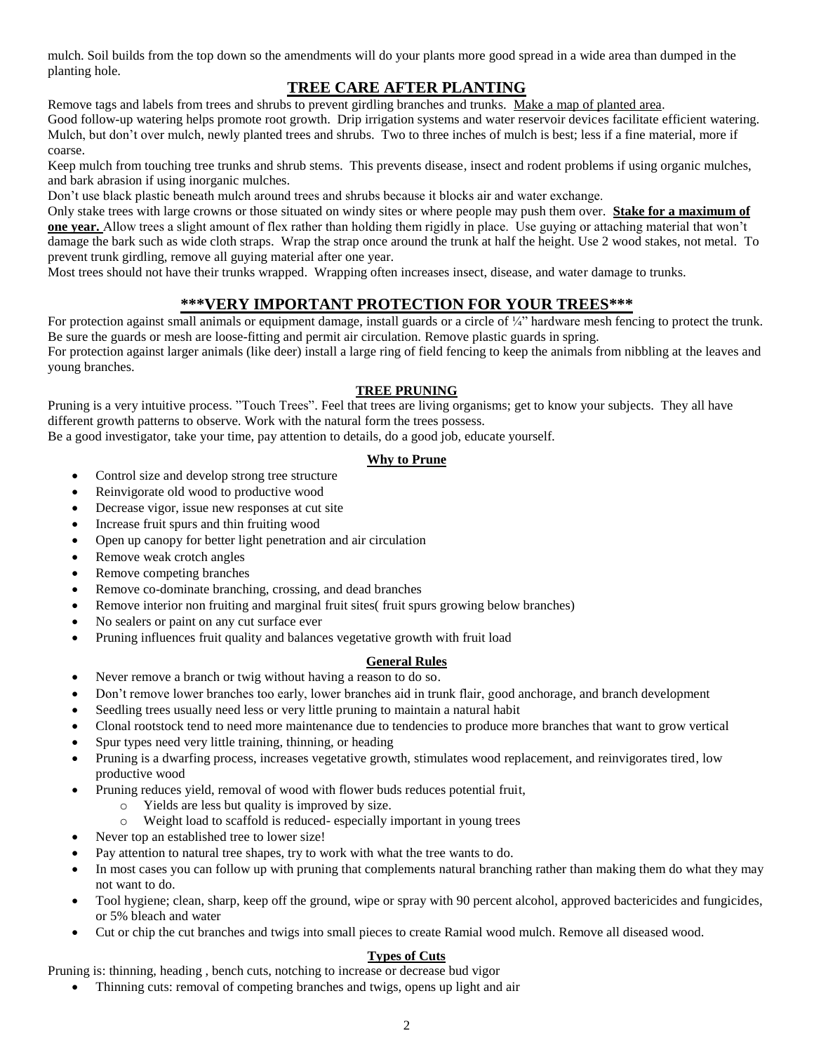mulch. Soil builds from the top down so the amendments will do your plants more good spread in a wide area than dumped in the planting hole.

## TREE CARE AFTER PLANTING

Remove tags and labels from trees and shrubs to prevent girdling branches and trunks. Make a map of planted area.

Good follow-up watering helps promote root growth. Drip irrigation systems and water reservoir devices facilitate efficient watering.

Mulch, but don't over mulch, newly planted trees and shrubs. Two to three inches of mulch is best; less if a fine material, more if coarse.

Keep mulch from touching tree trunks and shrub stems. This prevents disease, insect and rodent problems if using organic mulches, and bark abrasion if using inorganic mulches.

Don't use black plastic beneath mulch around trees and shrubs because it blocks air and water exchange.

Only stake trees with large crowns or those situated on windy sites or where people may push them over. **Stake for a maximum of one year.** Allow trees a slight amount of flex rather than holding them rigidly in place. Use guying or attaching material that won't damage the bark such as wide cloth straps. Wrap the strap once around the trunk at half the height. Use 2 wood stakes, not metal. To prevent trunk girdling, remove all guying material after one year.

Most trees should not have their trunks wrapped. Wrapping often increases insect, disease, and water damage to trunks.

## ***VERY IMPORTANT PROTECTION FOR YOUR TREES***

For protection against small animals or equipment damage, install guards or a circle of ¼" hardware mesh fencing to protect the trunk. Be sure the guards or mesh are loose-fitting and permit air circulation. Remove plastic guards in spring.

For protection against larger animals (like deer) install a large ring of field fencing to keep the animals from nibbling at the leaves and young branches.

### TREE PRUNING

Pruning is a very intuitive process. "Touch Trees". Feel that trees are living organisms; get to know your subjects. They all have different growth patterns to observe. Work with the natural form the trees possess.

Be a good investigator, take your time, pay attention to details, do a good job, educate yourself.

#### Why to Prune

- Control size and develop strong tree structure
- Reinvigorate old wood to productive wood
- Decrease vigor, issue new responses at cut site
- Increase fruit spurs and thin fruiting wood
- Open up canopy for better light penetration and air circulation
- Remove weak crotch angles
- Remove competing branches
- Remove co-dominate branching, crossing, and dead branches
- Remove interior non fruiting and marginal fruit sites( fruit spurs growing below branches)
- No sealers or paint on any cut surface ever
- Pruning influences fruit quality and balances vegetative growth with fruit load

#### General Rules

- Never remove a branch or twig without having a reason to do so.
- Don't remove lower branches too early, lower branches aid in trunk flair, good anchorage, and branch development
- Seedling trees usually need less or very little pruning to maintain a natural habit
- Clonal rootstock tend to need more maintenance due to tendencies to produce more branches that want to grow vertical
- Spur types need very little training, thinning, or heading
- Pruning is a dwarfing process, increases vegetative growth, stimulates wood replacement, and reinvigorates tired, low productive wood
- Pruning reduces yield, removal of wood with flower buds reduces potential fruit,
  - Yields are less but quality is improved by size.
  - Weight load to scaffold is reduced- especially important in young trees
- Never top an established tree to lower size!
- Pay attention to natural tree shapes, try to work with what the tree wants to do.
- In most cases you can follow up with pruning that complements natural branching rather than making them do what they may not want to do.
- Tool hygiene; clean, sharp, keep off the ground, wipe or spray with 90 percent alcohol, approved bactericides and fungicides, or 5% bleach and water
- Cut or chip the cut branches and twigs into small pieces to create Ramial wood mulch. Remove all diseased wood.

#### Types of Cuts

Pruning is: thinning, heading , bench cuts, notching to increase or decrease bud vigor

- Thinning cuts: removal of competing branches and twigs, opens up light and air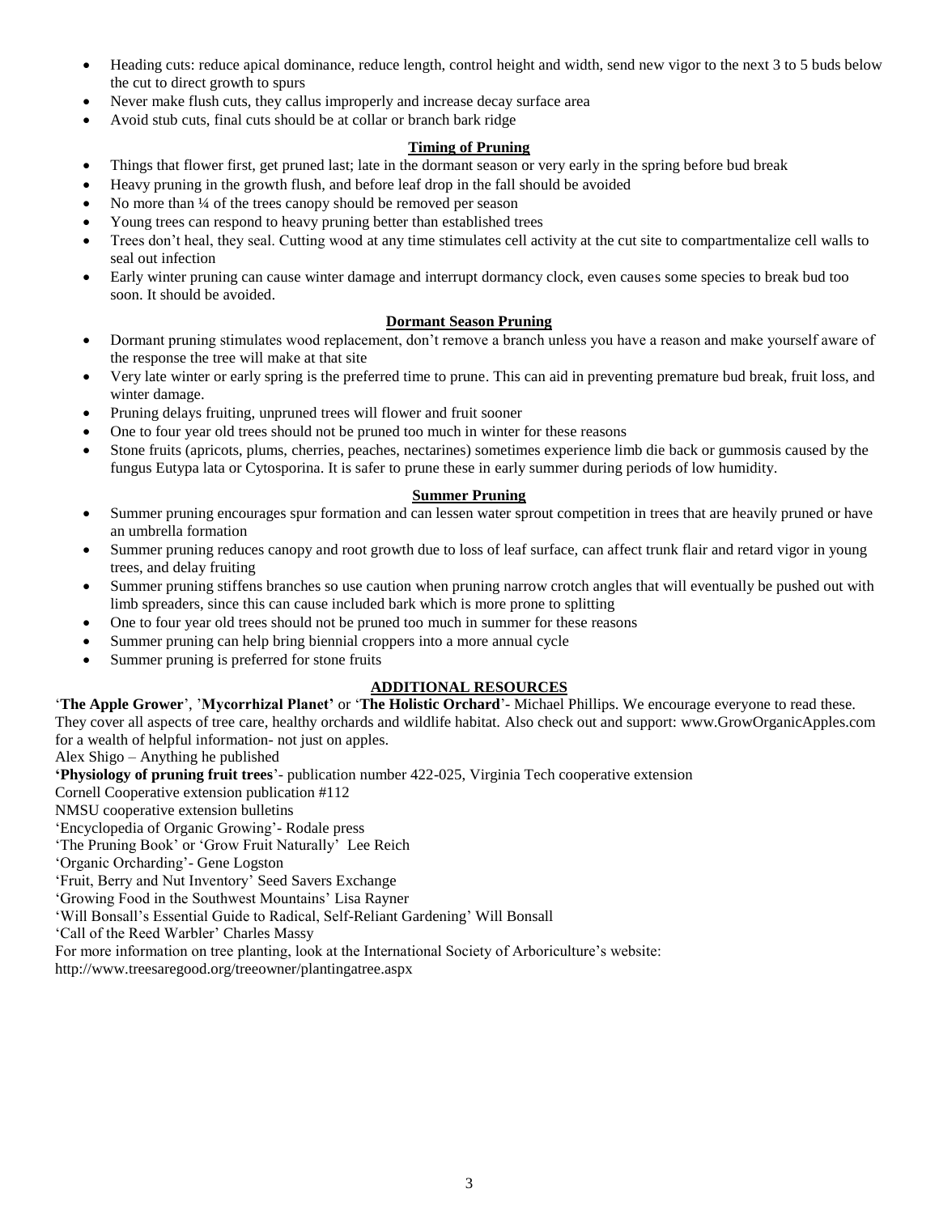- Heading cuts: reduce apical dominance, reduce length, control height and width, send new vigor to the next 3 to 5 buds below the cut to direct growth to spurs
- Never make flush cuts, they callus improperly and increase decay surface area
- Avoid stub cuts, final cuts should be at collar or branch bark ridge

## Timing of Pruning

- Things that flower first, get pruned last; late in the dormant season or very early in the spring before bud break
- Heavy pruning in the growth flush, and before leaf drop in the fall should be avoided
- No more than ¼ of the trees canopy should be removed per season
- Young trees can respond to heavy pruning better than established trees
- Trees don't heal, they seal. Cutting wood at any time stimulates cell activity at the cut site to compartmentalize cell walls to seal out infection
- Early winter pruning can cause winter damage and interrupt dormancy clock, even causes some species to break bud too soon. It should be avoided.

## Dormant Season Pruning

- Dormant pruning stimulates wood replacement, don't remove a branch unless you have a reason and make yourself aware of the response the tree will make at that site
- Very late winter or early spring is the preferred time to prune. This can aid in preventing premature bud break, fruit loss, and winter damage.
- Pruning delays fruiting, unpruned trees will flower and fruit sooner
- One to four year old trees should not be pruned too much in winter for these reasons
- Stone fruits (apricots, plums, cherries, peaches, nectarines) sometimes experience limb die back or gummosis caused by the fungus Eutypa lata or Cytosporina. It is safer to prune these in early summer during periods of low humidity.

## Summer Pruning

- Summer pruning encourages spur formation and can lessen water sprout competition in trees that are heavily pruned or have an umbrella formation
- Summer pruning reduces canopy and root growth due to loss of leaf surface, can affect trunk flair and retard vigor in young trees, and delay fruiting
- Summer pruning stiffens branches so use caution when pruning narrow crotch angles that will eventually be pushed out with limb spreaders, since this can cause included bark which is more prone to splitting
- One to four year old trees should not be pruned too much in summer for these reasons
- Summer pruning can help bring biennial croppers into a more annual cycle
- Summer pruning is preferred for stone fruits

## ADDITIONAL RESOURCES

'**The Apple Grower**', '**Mycorrhizal Planet'** or '**The Holistic Orchard**'- Michael Phillips. We encourage everyone to read these. They cover all aspects of tree care, healthy orchards and wildlife habitat. Also check out and support: www.GrowOrganicApples.com for a wealth of helpful information- not just on apples.

Alex Shigo – Anything he published

**'Physiology of pruning fruit trees**'- publication number 422-025, Virginia Tech cooperative extension

Cornell Cooperative extension publication #112

NMSU cooperative extension bulletins

'Encyclopedia of Organic Growing'- Rodale press

'The Pruning Book' or 'Grow Fruit Naturally' Lee Reich

'Organic Orcharding'- Gene Logston

'Fruit, Berry and Nut Inventory' Seed Savers Exchange

'Growing Food in the Southwest Mountains' Lisa Rayner

'Will Bonsall's Essential Guide to Radical, Self-Reliant Gardening' Will Bonsall

'Call of the Reed Warbler' Charles Massy

For more information on tree planting, look at the International Society of Arboriculture's website:
http://www.treesaregood.org/treeowner/plantingatree.aspx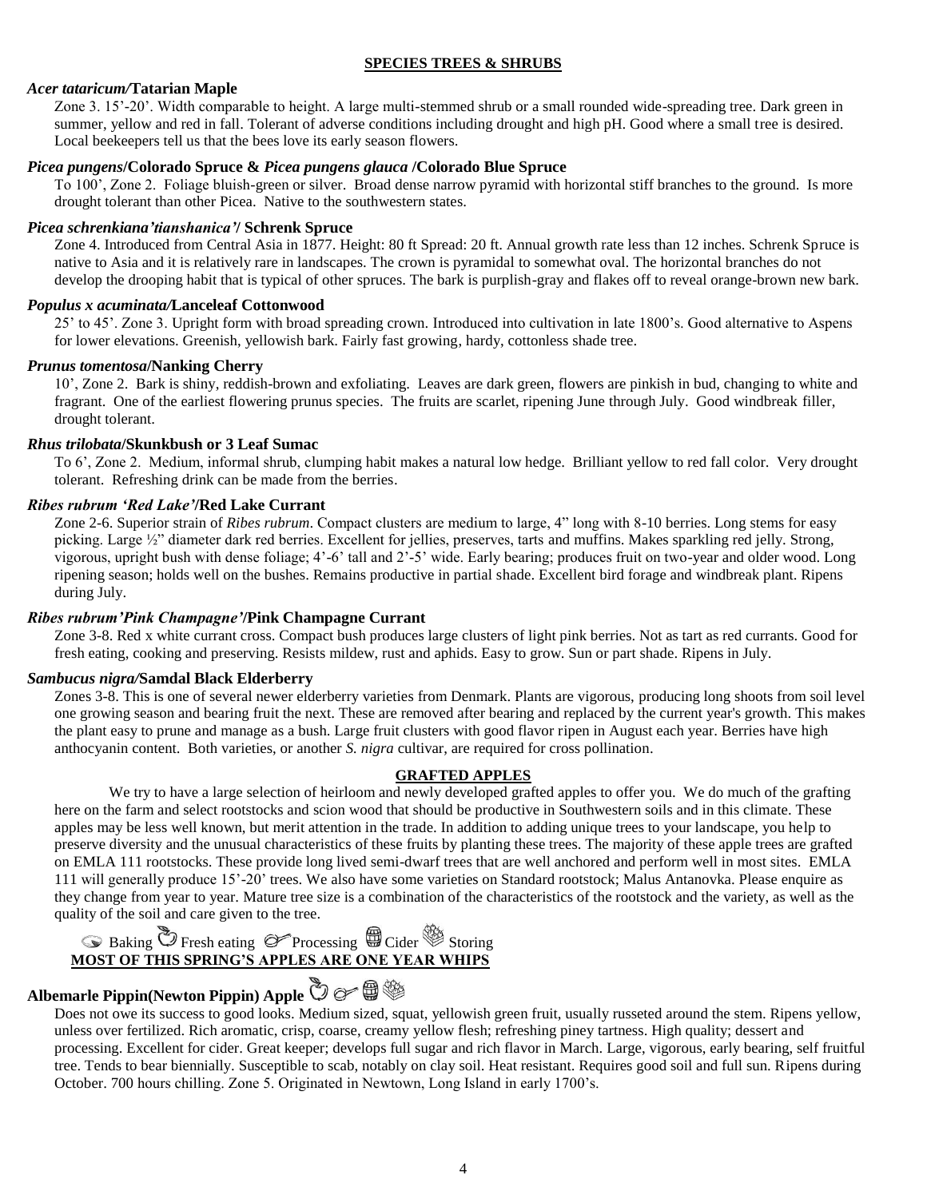## SPECIES TREES & SHRUBS

### *Acer tataricum/*Tatarian Maple

Zone 3. 15'-20'. Width comparable to height. A large multi-stemmed shrub or a small rounded wide-spreading tree. Dark green in summer, yellow and red in fall. Tolerant of adverse conditions including drought and high pH. Good where a small tree is desired. Local beekeepers tell us that the bees love its early season flowers.

### *Picea pungens*/Colorado Spruce & *Picea pungens glauca* /Colorado Blue Spruce

To 100', Zone 2. Foliage bluish-green or silver. Broad dense narrow pyramid with horizontal stiff branches to the ground. Is more drought tolerant than other Picea. Native to the southwestern states.

### *Picea schrenkiana'tianshanica'*/ Schrenk Spruce

Zone 4. Introduced from Central Asia in 1877. Height: 80 ft Spread: 20 ft. Annual growth rate less than 12 inches. Schrenk Spruce is native to Asia and it is relatively rare in landscapes. The crown is pyramidal to somewhat oval. The horizontal branches do not develop the drooping habit that is typical of other spruces. The bark is purplish-gray and flakes off to reveal orange-brown new bark.

### *Populus x acuminata/*Lanceleaf Cottonwood

25' to 45'. Zone 3. Upright form with broad spreading crown. Introduced into cultivation in late 1800's. Good alternative to Aspens for lower elevations. Greenish, yellowish bark. Fairly fast growing, hardy, cottonless shade tree.

### *Prunus tomentosa*/Nanking Cherry

10', Zone 2. Bark is shiny, reddish-brown and exfoliating. Leaves are dark green, flowers are pinkish in bud, changing to white and fragrant. One of the earliest flowering prunus species. The fruits are scarlet, ripening June through July. Good windbreak filler, drought tolerant.

### *Rhus trilobata*/Skunkbush or 3 Leaf Sumac

To 6', Zone 2. Medium, informal shrub, clumping habit makes a natural low hedge. Brilliant yellow to red fall color. Very drought tolerant. Refreshing drink can be made from the berries.

### *Ribes rubrum 'Red Lake'*/Red Lake Currant

Zone 2-6. Superior strain of *Ribes rubrum*. Compact clusters are medium to large, 4" long with 8-10 berries. Long stems for easy picking. Large ½" diameter dark red berries. Excellent for jellies, preserves, tarts and muffins. Makes sparkling red jelly. Strong, vigorous, upright bush with dense foliage; 4'-6' tall and 2'-5' wide. Early bearing; produces fruit on two-year and older wood. Long ripening season; holds well on the bushes. Remains productive in partial shade. Excellent bird forage and windbreak plant. Ripens during July.

### *Ribes rubrum'Pink Champagne'*/Pink Champagne Currant

Zone 3-8. Red x white currant cross. Compact bush produces large clusters of light pink berries. Not as tart as red currants. Good for fresh eating, cooking and preserving. Resists mildew, rust and aphids. Easy to grow. Sun or part shade. Ripens in July.

### *Sambucus nigra/*Samdal Black Elderberry

Zones 3-8. This is one of several newer elderberry varieties from Denmark. Plants are vigorous, producing long shoots from soil level one growing season and bearing fruit the next. These are removed after bearing and replaced by the current year's growth. This makes the plant easy to prune and manage as a bush. Large fruit clusters with good flavor ripen in August each year. Berries have high anthocyanin content. Both varieties, or another *S. nigra* cultivar, are required for cross pollination.

## GRAFTED APPLES

We try to have a large selection of heirloom and newly developed grafted apples to offer you. We do much of the grafting here on the farm and select rootstocks and scion wood that should be productive in Southwestern soils and in this climate. These apples may be less well known, but merit attention in the trade. In addition to adding unique trees to your landscape, you help to preserve diversity and the unusual characteristics of these fruits by planting these trees. The majority of these apple trees are grafted on EMLA 111 rootstocks. These provide long lived semi-dwarf trees that are well anchored and perform well in most sites. EMLA 111 will generally produce 15'-20' trees. We also have some varieties on Standard rootstock; Malus Antanovka. Please enquire as they change from year to year. Mature tree size is a combination of the characteristics of the rootstock and the variety, as well as the quality of the soil and care given to the tree.

Baking Fresh eating Processing Cider Storing

**MOST OF THIS SPRING'S APPLES ARE ONE YEAR WHIPS**

### Albemarle Pippin(Newton Pippin) Apple

Does not owe its success to good looks. Medium sized, squat, yellowish green fruit, usually russeted around the stem. Ripens yellow, unless over fertilized. Rich aromatic, crisp, coarse, creamy yellow flesh; refreshing piney tartness. High quality; dessert and processing. Excellent for cider. Great keeper; develops full sugar and rich flavor in March. Large, vigorous, early bearing, self fruitful tree. Tends to bear biennially. Susceptible to scab, notably on clay soil. Heat resistant. Requires good soil and full sun. Ripens during October. 700 hours chilling. Zone 5. Originated in Newtown, Long Island in early 1700's.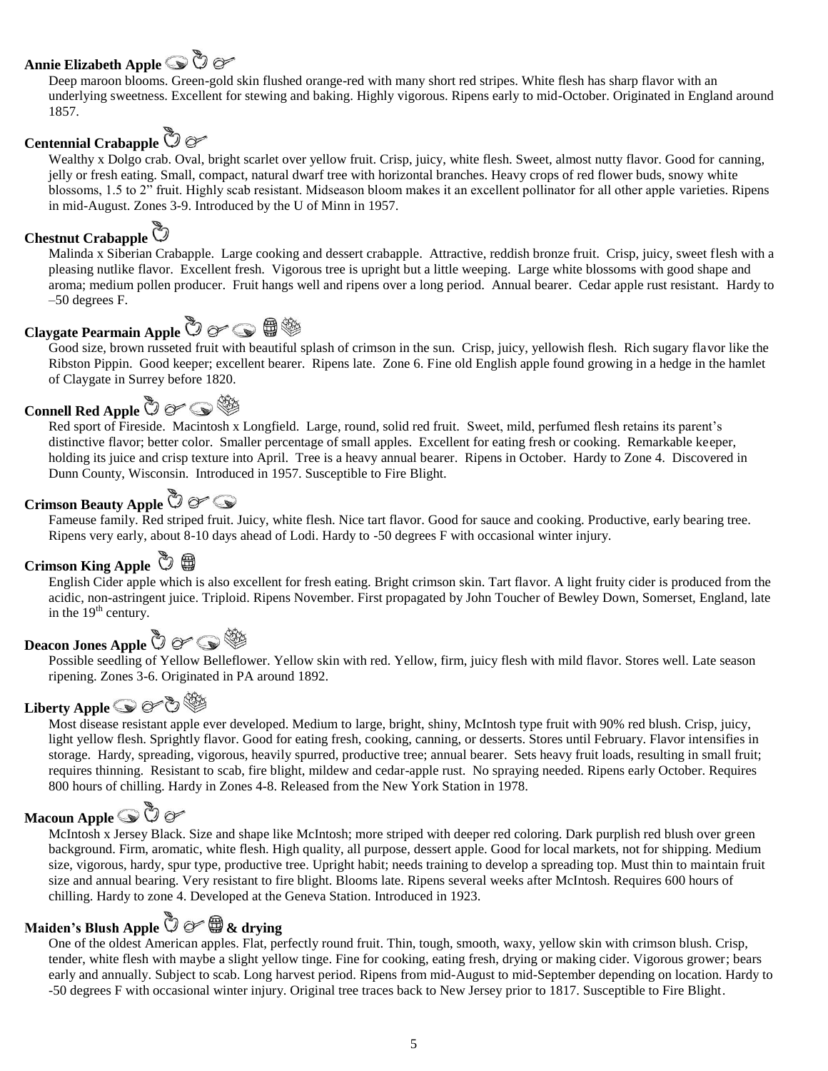**Annie Elizabeth Apple**

Deep maroon blooms. Green-gold skin flushed orange-red with many short red stripes. White flesh has sharp flavor with an underlying sweetness. Excellent for stewing and baking. Highly vigorous. Ripens early to mid-October. Originated in England around 1857.

**Centennial Crabapple**

Wealthy x Dolgo crab. Oval, bright scarlet over yellow fruit. Crisp, juicy, white flesh. Sweet, almost nutty flavor. Good for canning, jelly or fresh eating. Small, compact, natural dwarf tree with horizontal branches. Heavy crops of red flower buds, snowy white blossoms, 1.5 to 2" fruit. Highly scab resistant. Midseason bloom makes it an excellent pollinator for all other apple varieties. Ripens in mid-August. Zones 3-9. Introduced by the U of Minn in 1957.

**Chestnut Crabapple**

Malinda x Siberian Crabapple. Large cooking and dessert crabapple. Attractive, reddish bronze fruit. Crisp, juicy, sweet flesh with a pleasing nutlike flavor. Excellent fresh. Vigorous tree is upright but a little weeping. Large white blossoms with good shape and aroma; medium pollen producer. Fruit hangs well and ripens over a long period. Annual bearer. Cedar apple rust resistant. Hardy to –50 degrees F.

**Claygate Pearmain Apple**

Good size, brown russeted fruit with beautiful splash of crimson in the sun. Crisp, juicy, yellowish flesh. Rich sugary flavor like the Ribston Pippin. Good keeper; excellent bearer. Ripens late. Zone 6. Fine old English apple found growing in a hedge in the hamlet of Claygate in Surrey before 1820.

**Connell Red Apple**

Red sport of Fireside. Macintosh x Longfield. Large, round, solid red fruit. Sweet, mild, perfumed flesh retains its parent's distinctive flavor; better color. Smaller percentage of small apples. Excellent for eating fresh or cooking. Remarkable keeper, holding its juice and crisp texture into April. Tree is a heavy annual bearer. Ripens in October. Hardy to Zone 4. Discovered in Dunn County, Wisconsin. Introduced in 1957. Susceptible to Fire Blight.

**Crimson Beauty Apple**

Fameuse family. Red striped fruit. Juicy, white flesh. Nice tart flavor. Good for sauce and cooking. Productive, early bearing tree. Ripens very early, about 8-10 days ahead of Lodi. Hardy to -50 degrees F with occasional winter injury.

**Crimson King Apple**

English Cider apple which is also excellent for fresh eating. Bright crimson skin. Tart flavor. A light fruity cider is produced from the acidic, non-astringent juice. Triploid. Ripens November. First propagated by John Toucher of Bewley Down, Somerset, England, late in the 19th century.

**Deacon Jones Apple**

Possible seedling of Yellow Belleflower. Yellow skin with red. Yellow, firm, juicy flesh with mild flavor. Stores well. Late season ripening. Zones 3-6. Originated in PA around 1892.

**Liberty Apple**

Most disease resistant apple ever developed. Medium to large, bright, shiny, McIntosh type fruit with 90% red blush. Crisp, juicy, light yellow flesh. Sprightly flavor. Good for eating fresh, cooking, canning, or desserts. Stores until February. Flavor intensifies in storage. Hardy, spreading, vigorous, heavily spurred, productive tree; annual bearer. Sets heavy fruit loads, resulting in small fruit; requires thinning. Resistant to scab, fire blight, mildew and cedar-apple rust. No spraying needed. Ripens early October. Requires 800 hours of chilling. Hardy in Zones 4-8. Released from the New York Station in 1978.

**Macoun Apple**

McIntosh x Jersey Black. Size and shape like McIntosh; more striped with deeper red coloring. Dark purplish red blush over green background. Firm, aromatic, white flesh. High quality, all purpose, dessert apple. Good for local markets, not for shipping. Medium size, vigorous, hardy, spur type, productive tree. Upright habit; needs training to develop a spreading top. Must thin to maintain fruit size and annual bearing. Very resistant to fire blight. Blooms late. Ripens several weeks after McIntosh. Requires 600 hours of chilling. Hardy to zone 4. Developed at the Geneva Station. Introduced in 1923.

**Maiden's Blush Apple & drying**

One of the oldest American apples. Flat, perfectly round fruit. Thin, tough, smooth, waxy, yellow skin with crimson blush. Crisp, tender, white flesh with maybe a slight yellow tinge. Fine for cooking, eating fresh, drying or making cider. Vigorous grower; bears early and annually. Subject to scab. Long harvest period. Ripens from mid-August to mid-September depending on location. Hardy to -50 degrees F with occasional winter injury. Original tree traces back to New Jersey prior to 1817. Susceptible to Fire Blight.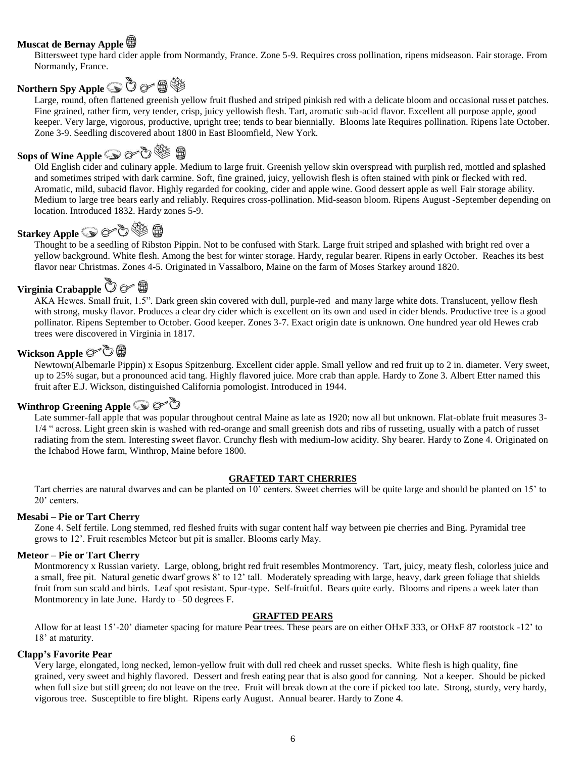**Muscat de Bernay Apple**

Bittersweet type hard cider apple from Normandy, France. Zone 5-9. Requires cross pollination, ripens midseason. Fair storage. From Normandy, France.

**Northern Spy Apple**

Large, round, often flattened greenish yellow fruit flushed and striped pinkish red with a delicate bloom and occasional russet patches. Fine grained, rather firm, very tender, crisp, juicy yellowish flesh. Tart, aromatic sub-acid flavor. Excellent all purpose apple, good keeper. Very large, vigorous, productive, upright tree; tends to bear biennially. Blooms late Requires pollination. Ripens late October. Zone 3-9. Seedling discovered about 1800 in East Bloomfield, New York.

**Sops of Wine Apple**

Old English cider and culinary apple. Medium to large fruit. Greenish yellow skin overspread with purplish red, mottled and splashed and sometimes striped with dark carmine. Soft, fine grained, juicy, yellowish flesh is often stained with pink or flecked with red. Aromatic, mild, subacid flavor. Highly regarded for cooking, cider and apple wine. Good dessert apple as well Fair storage ability. Medium to large tree bears early and reliably. Requires cross-pollination. Mid-season bloom. Ripens August -September depending on location. Introduced 1832. Hardy zones 5-9.

**Starkey Apple**

Thought to be a seedling of Ribston Pippin. Not to be confused with Stark. Large fruit striped and splashed with bright red over a yellow background. White flesh. Among the best for winter storage. Hardy, regular bearer. Ripens in early October. Reaches its best flavor near Christmas. Zones 4-5. Originated in Vassalboro, Maine on the farm of Moses Starkey around 1820.

**Virginia Crabapple**

AKA Hewes. Small fruit, 1.5". Dark green skin covered with dull, purple-red and many large white dots. Translucent, yellow flesh with strong, musky flavor. Produces a clear dry cider which is excellent on its own and used in cider blends. Productive tree is a good pollinator. Ripens September to October. Good keeper. Zones 3-7. Exact origin date is unknown. One hundred year old Hewes crab trees were discovered in Virginia in 1817.

**Wickson Apple**

Newtown(Albemarle Pippin) x Esopus Spitzenburg. Excellent cider apple. Small yellow and red fruit up to 2 in. diameter. Very sweet, up to 25% sugar, but a pronounced acid tang. Highly flavored juice. More crab than apple. Hardy to Zone 3. Albert Etter named this fruit after E.J. Wickson, distinguished California pomologist. Introduced in 1944.

**Winthrop Greening Apple**

Late summer-fall apple that was popular throughout central Maine as late as 1920; now all but unknown. Flat-oblate fruit measures 3-1/4 " across. Light green skin is washed with red-orange and small greenish dots and ribs of russeting, usually with a patch of russet radiating from the stem. Interesting sweet flavor. Crunchy flesh with medium-low acidity. Shy bearer. Hardy to Zone 4. Originated on the Ichabod Howe farm, Winthrop, Maine before 1800.

## GRAFTED TART CHERRIES

Tart cherries are natural dwarves and can be planted on 10' centers. Sweet cherries will be quite large and should be planted on 15' to 20' centers.

**Mesabi – Pie or Tart Cherry**

Zone 4. Self fertile. Long stemmed, red fleshed fruits with sugar content half way between pie cherries and Bing. Pyramidal tree grows to 12'. Fruit resembles Meteor but pit is smaller. Blooms early May.

**Meteor – Pie or Tart Cherry**

Montmorency x Russian variety. Large, oblong, bright red fruit resembles Montmorency. Tart, juicy, meaty flesh, colorless juice and a small, free pit. Natural genetic dwarf grows 8' to 12' tall. Moderately spreading with large, heavy, dark green foliage that shields fruit from sun scald and birds. Leaf spot resistant. Spur-type. Self-fruitful. Bears quite early. Blooms and ripens a week later than Montmorency in late June. Hardy to –50 degrees F.

## GRAFTED PEARS

Allow for at least 15'-20' diameter spacing for mature Pear trees. These pears are on either OHxF 333, or OHxF 87 rootstock -12' to 18' at maturity.

**Clapp's Favorite Pear**

Very large, elongated, long necked, lemon-yellow fruit with dull red cheek and russet specks. White flesh is high quality, fine grained, very sweet and highly flavored. Dessert and fresh eating pear that is also good for canning. Not a keeper. Should be picked when full size but still green; do not leave on the tree. Fruit will break down at the core if picked too late. Strong, sturdy, very hardy, vigorous tree. Susceptible to fire blight. Ripens early August. Annual bearer. Hardy to Zone 4.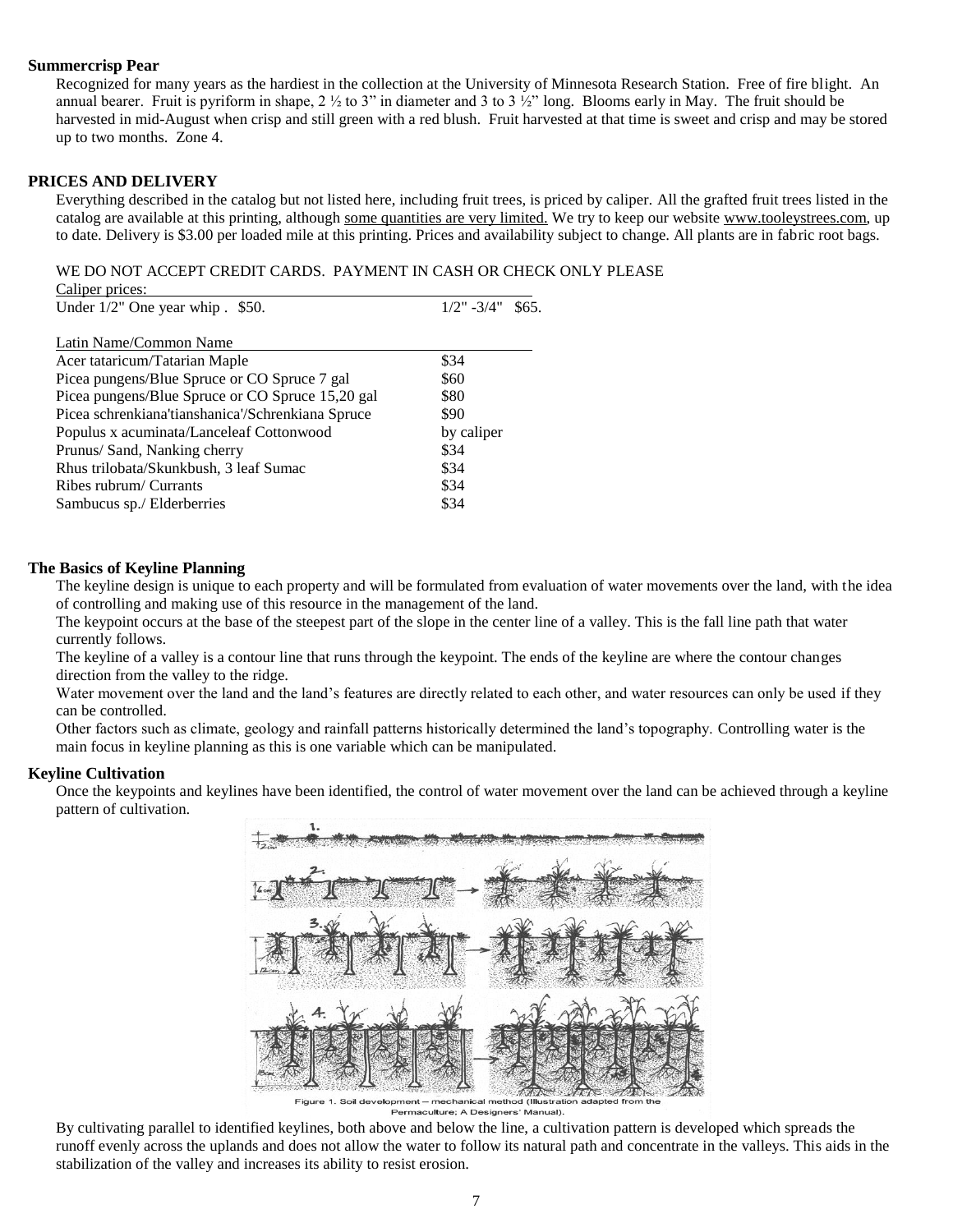**Summercrisp Pear**

Recognized for many years as the hardiest in the collection at the University of Minnesota Research Station. Free of fire blight. An annual bearer. Fruit is pyriform in shape, 2 ½ to 3" in diameter and 3 to 3 ½" long. Blooms early in May. The fruit should be harvested in mid-August when crisp and still green with a red blush. Fruit harvested at that time is sweet and crisp and may be stored up to two months. Zone 4.

**PRICES AND DELIVERY**

Everything described in the catalog but not listed here, including fruit trees, is priced by caliper. All the grafted fruit trees listed in the catalog are available at this printing, although some quantities are very limited. We try to keep our website www.tooleystrees.com, up to date. Delivery is $3.00 per loaded mile at this printing. Prices and availability subject to change. All plants are in fabric root bags.

WE DO NOT ACCEPT CREDIT CARDS. PAYMENT IN CASH OR CHECK ONLY PLEASE

| Caliper prices: | |
|---|---|
| Under 1/2" One year whip . $50. | 1/2" -3/4" $65. |

| Latin Name/Common Name | |
|---|---|
| Acer tataricum/Tatarian Maple | $34 |
| Picea pungens/Blue Spruce or CO Spruce 7 gal | $60 |
| Picea pungens/Blue Spruce or CO Spruce 15,20 gal | $80 |
| Picea schrenkiana'tianshanica'/Schrenkiana Spruce | $90 |
| Populus x acuminata/Lanceleaf Cottonwood | by caliper |
| Prunus/ Sand, Nanking cherry | $34 |
| Rhus trilobata/Skunkbush, 3 leaf Sumac | $34 |
| Ribes rubrum/ Currants | $34 |
| Sambucus sp./ Elderberries | $34 |

**The Basics of Keyline Planning**

The keyline design is unique to each property and will be formulated from evaluation of water movements over the land, with the idea of controlling and making use of this resource in the management of the land.

The keypoint occurs at the base of the steepest part of the slope in the center line of a valley. This is the fall line path that water currently follows.

The keyline of a valley is a contour line that runs through the keypoint. The ends of the keyline are where the contour changes direction from the valley to the ridge.

Water movement over the land and the land's features are directly related to each other, and water resources can only be used if they can be controlled.

Other factors such as climate, geology and rainfall patterns historically determined the land's topography. Controlling water is the main focus in keyline planning as this is one variable which can be manipulated.

**Keyline Cultivation**

Once the keypoints and keylines have been identified, the control of water movement over the land can be achieved through a keyline pattern of cultivation.

Figure 1. Soil development – mechanical method (Illustration adapted from the Permaculture; A Designers' Manual).

By cultivating parallel to identified keylines, both above and below the line, a cultivation pattern is developed which spreads the runoff evenly across the uplands and does not allow the water to follow its natural path and concentrate in the valleys. This aids in the stabilization of the valley and increases its ability to resist erosion.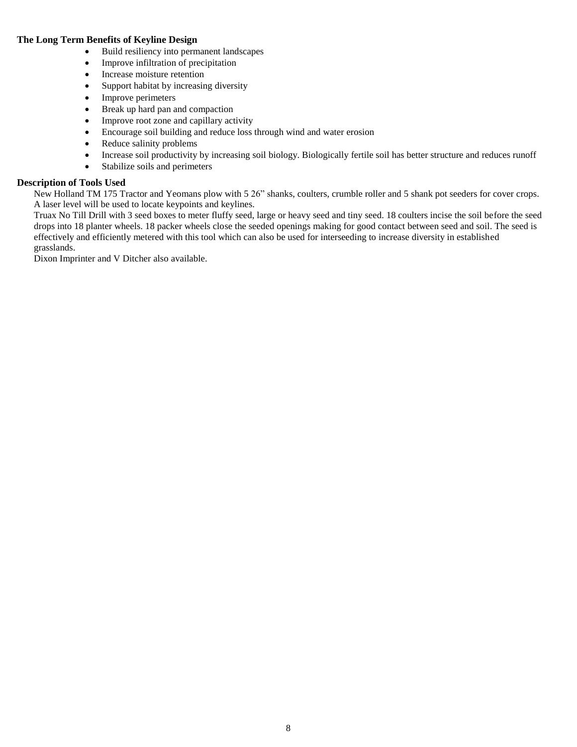**The Long Term Benefits of Keyline Design**

- Build resiliency into permanent landscapes
- Improve infiltration of precipitation
- Increase moisture retention
- Support habitat by increasing diversity
- Improve perimeters
- Break up hard pan and compaction
- Improve root zone and capillary activity
- Encourage soil building and reduce loss through wind and water erosion
- Reduce salinity problems
- Increase soil productivity by increasing soil biology. Biologically fertile soil has better structure and reduces runoff
- Stabilize soils and perimeters

**Description of Tools Used**

New Holland TM 175 Tractor and Yeomans plow with 5 26" shanks, coulters, crumble roller and 5 shank pot seeders for cover crops. A laser level will be used to locate keypoints and keylines.

Truax No Till Drill with 3 seed boxes to meter fluffy seed, large or heavy seed and tiny seed. 18 coulters incise the soil before the seed drops into 18 planter wheels. 18 packer wheels close the seeded openings making for good contact between seed and soil. The seed is effectively and efficiently metered with this tool which can also be used for interseeding to increase diversity in established grasslands.

Dixon Imprinter and V Ditcher also available.